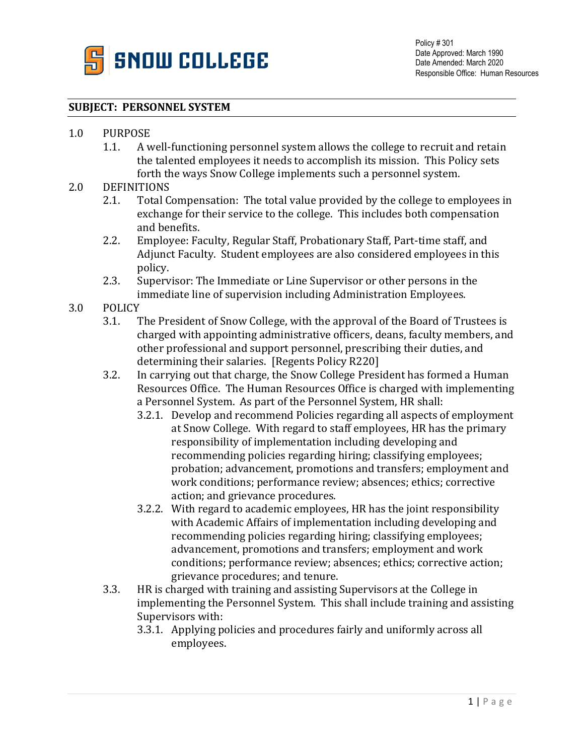Policy # 301
Date Approved: March 1990
Date Amended: March 2020
Responsible Office: Human Resources

**SUBJECT: PERSONNEL SYSTEM**

1.0 PURPOSE

1.1. A well-functioning personnel system allows the college to recruit and retain the talented employees it needs to accomplish its mission. This Policy sets forth the ways Snow College implements such a personnel system.

2.0 DEFINITIONS

2.1. Total Compensation: The total value provided by the college to employees in exchange for their service to the college. This includes both compensation and benefits.

2.2. Employee: Faculty, Regular Staff, Probationary Staff, Part-time staff, and Adjunct Faculty. Student employees are also considered employees in this policy.

2.3. Supervisor: The Immediate or Line Supervisor or other persons in the immediate line of supervision including Administration Employees.

3.0 POLICY

3.1. The President of Snow College, with the approval of the Board of Trustees is charged with appointing administrative officers, deans, faculty members, and other professional and support personnel, prescribing their duties, and determining their salaries. [Regents Policy R220]

3.2. In carrying out that charge, the Snow College President has formed a Human Resources Office. The Human Resources Office is charged with implementing a Personnel System. As part of the Personnel System, HR shall:

3.2.1. Develop and recommend Policies regarding all aspects of employment at Snow College. With regard to staff employees, HR has the primary responsibility of implementation including developing and recommending policies regarding hiring; classifying employees; probation; advancement, promotions and transfers; employment and work conditions; performance review; absences; ethics; corrective action; and grievance procedures.

3.2.2. With regard to academic employees, HR has the joint responsibility with Academic Affairs of implementation including developing and recommending policies regarding hiring; classifying employees; advancement, promotions and transfers; employment and work conditions; performance review; absences; ethics; corrective action; grievance procedures; and tenure.

3.3. HR is charged with training and assisting Supervisors at the College in implementing the Personnel System. This shall include training and assisting Supervisors with:

3.3.1. Applying policies and procedures fairly and uniformly across all employees.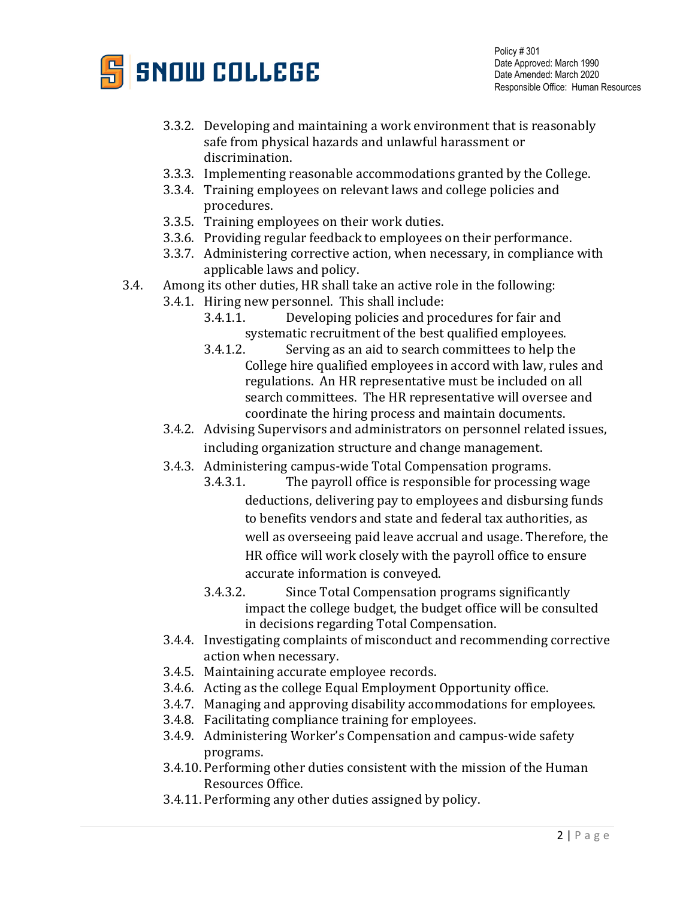3.3.2. Developing and maintaining a work environment that is reasonably safe from physical hazards and unlawful harassment or discrimination.

3.3.3. Implementing reasonable accommodations granted by the College.

3.3.4. Training employees on relevant laws and college policies and procedures.

3.3.5. Training employees on their work duties.

3.3.6. Providing regular feedback to employees on their performance.

3.3.7. Administering corrective action, when necessary, in compliance with applicable laws and policy.

3.4. Among its other duties, HR shall take an active role in the following:

3.4.1. Hiring new personnel. This shall include:

3.4.1.1. Developing policies and procedures for fair and systematic recruitment of the best qualified employees.

3.4.1.2. Serving as an aid to search committees to help the College hire qualified employees in accord with law, rules and regulations. An HR representative must be included on all search committees. The HR representative will oversee and coordinate the hiring process and maintain documents.

3.4.2. Advising Supervisors and administrators on personnel related issues, including organization structure and change management.

3.4.3. Administering campus-wide Total Compensation programs.

3.4.3.1. The payroll office is responsible for processing wage deductions, delivering pay to employees and disbursing funds to benefits vendors and state and federal tax authorities, as well as overseeing paid leave accrual and usage. Therefore, the HR office will work closely with the payroll office to ensure accurate information is conveyed.

3.4.3.2. Since Total Compensation programs significantly impact the college budget, the budget office will be consulted in decisions regarding Total Compensation.

3.4.4. Investigating complaints of misconduct and recommending corrective action when necessary.

3.4.5. Maintaining accurate employee records.

3.4.6. Acting as the college Equal Employment Opportunity office.

3.4.7. Managing and approving disability accommodations for employees.

3.4.8. Facilitating compliance training for employees.

3.4.9. Administering Worker's Compensation and campus-wide safety programs.

3.4.10. Performing other duties consistent with the mission of the Human Resources Office.

3.4.11. Performing any other duties assigned by policy.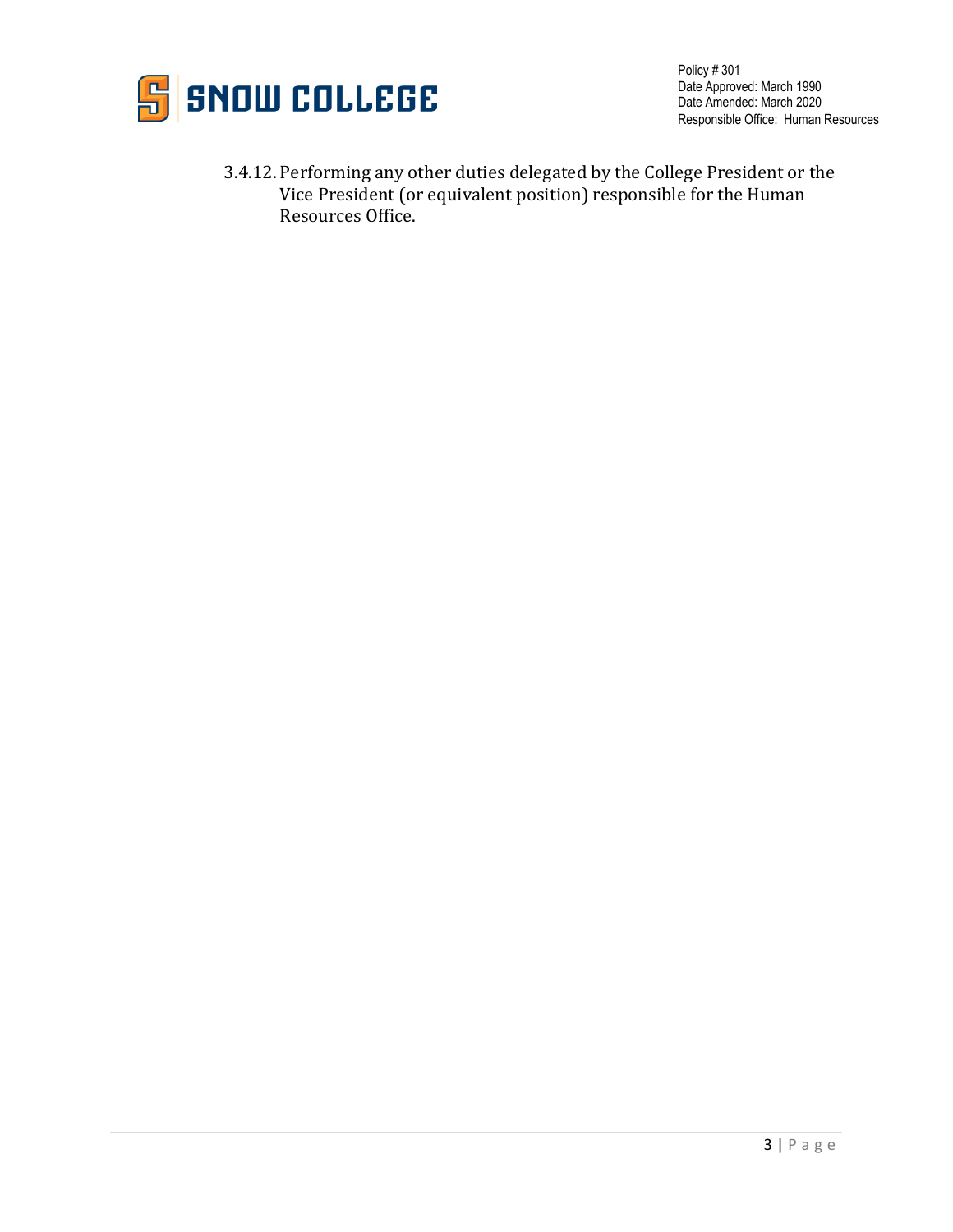3.4.12. Performing any other duties delegated by the College President or the Vice President (or equivalent position) responsible for the Human Resources Office.